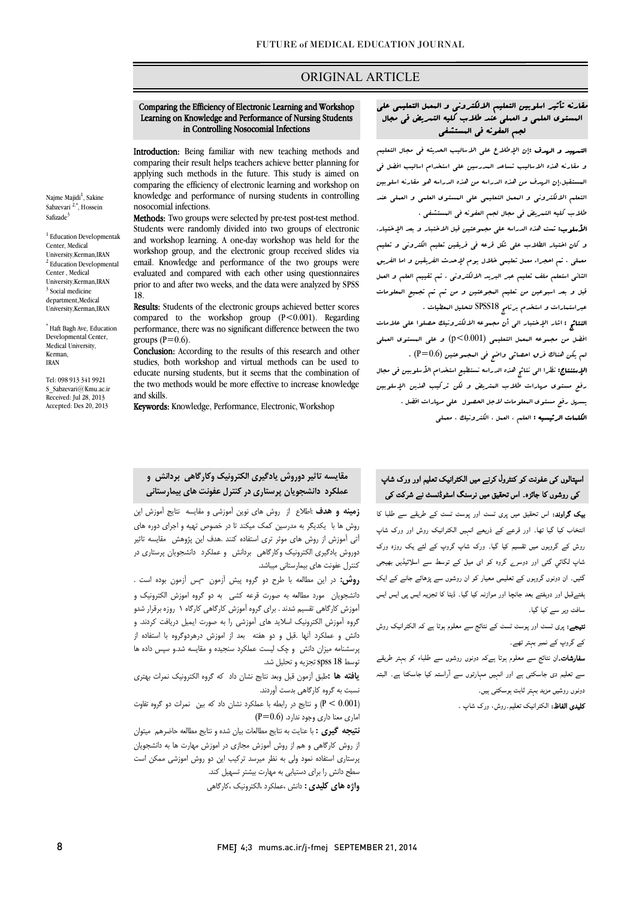# ORIGINAL ARTICLE

## Comparing the Efficiency of Electronic Learning and Workshop Learning on Knowledge and Performance of Nursing Students in Controlling Nosocomial Infections

Najme Majidi[1], Sakine Sabzevari[2,*], Hossein Safizade[3]

[1] Education Developmentak Center, Medical University,Kerman,IRAN
[2] Education Developmental Center , Medical University,Kerman,IRAN
[3] Social medicine department,Medical University,Kerman,IRAN

[*] Haft Bagh Ave, Education Developmental Center, Medical University, Kerman, IRAN

Tel: 098 913 341 9921
S_Sabzevari@Kmu.ac.ir
Received: Jul 28, 2013
Accepted: Des 20, 2013

**Introduction:** Being familiar with new teaching methods and comparing their result helps teachers achieve better planning for applying such methods in the future. This study is aimed on comparing the efficiency of electronic learning and workshop on knowledge and performance of nursing students in controlling nosocomial infections.

**Methods:** Two groups were selected by pre-test post-test method. Students were randomly divided into two groups of electronic and workshop learning. A one-day workshop was held for the workshop group, and the electronic group received slides via email. Knowledge and performance of the two groups were evaluated and compared with each other using questionnaires prior to and after two weeks, and the data were analyzed by SPSS 18.

**Results:** Students of the electronic groups achieved better scores compared to the workshop group ($P<0.001$). Regarding performance, there was no significant difference between the two groups ($P=0.6$).

**Conclusion:** According to the results of this research and other studies, both workshop and virtual methods can be used to educate nursing students, but it seems that the combination of the two methods would be more effective to increase knowledge and skills.

**Keywords:** Knowledge, Performance, Electronic, Workshop

## مقارنه تأثير اسلوبين التعليم الالکتروني و المعمل التعليمي علی المستوی العلمي و العملي عند طلاب کليه التمريض في مجال لجم العفونه في المستشفی

**التمهيد و الهدف:** إن الإطلاع علی الاساليب الحديثه في مجال التعليم و مقارنه هذه الاساليب تساعد المدرسين علی استخدام اساليب افضل في المستقبل.إن الهدف من هذه الدراسه من هذه الدراسه هو مقارنه اسلوبين التعلم الالکتروني و المعمل التعليمي علی المستوی العلمي و العملي عند طلاب کليه التمريض في مجال لجم العفونه في المستشفی .

**الأسلوب:** تمت هذه الدراسه علی مجموعتين قبل الاختبار و بعد الإختبار. و کان اختيار الطلاب علی شکل قرعه في فريقين تعليم الکتروني و تعليم معملي ، تم اجراء معمل تعليمي خلال يوم لإحدی الفريقين و اما الفريق الثاني استعمل ملف تعليمي عبر البريد الالکتروني . تم تقييم العلم و العمل قبل و بعد اسبوعين من تعليم المجموعتين و من ثم تم تجميع المعلومات عبراستمارات و استخدم برنامج SPSS18 لتحليل المعطيات .

**النتائج :** اشار الإختبار الی أن مجموعه الالکترونيك حصلوا علی علامات افضل من مجموعه المعمل التعليمي (p<0.001) و علی المستوی العملي لم يکن هنالك فرق احصائي واضح في المجموعتين (P=0.6) .

**الإستنتاج:** نظرا الی نتائج هذه الدراسه نستطيع استخدام الأسلوبين في مجال رفع مستوی مهارات طلاب التمريض و لکن ترکيب هذين الإسلوبين يسهل رفع مستوی المعلومات لاجل الحصول علی مهارات افضل .

**الکلمات الرئيسيه :** العلم ، العمل ، الکترونيك ، معملي

## اسپتالوں کی عفونت کو کنٹرول کرنے میں الکٹرانیک تعلیم اور ورک شاپ کی روشوں کا جائزہ۔ اس تحقیق میں نرسنگ اسٹوڈنسٹ نے شرکت کی

**بیک گراونڈ:** اس تحقیق میں پری ٹسٹ اور پوسٹ ٹسٹ کے طریقے سے طلبا کا انتخاب کیا گيا تھا۔ اور قرعے کے ذریعے انہیں الکٹرانیک روش اور ورک شاپ روش کے گروہوں میں تقسیم کیا گيا۔ ورک شاپ گروپ کے لئے ایک روزہ ورک شاپ لگائي گئي اور دوسرے گروہ کو ای میل کے توسط سے اسلائیڈیں بھیجی گئیں۔ ان دونوں گروہوں کے تعلیمی معیار کو ان روشوں سے پڑھائے جانے کے ایک ہفتےقبل اور دوہفتے بعد جانچا اور موازنہ کیا گيا۔ ڈیٹا کا تجزیہ ایس پی ایس ایس سافٹ ویر سے کیا گيا۔

**نتیجے:** پری ٹسٹ اور پوسٹ ٹسٹ کے نتائج سے معلوم ہوتا ہے کہ الکٹرانیک روش کے گروپ کے نمبر بہتر تھے۔

**سفارشات۔**ان نتائج سے معلوم ہوتا ہےکہ دونوں روشوں سے طلباء کو بہتر طریقے سے تعلیم دی جاسکتی ہے اور انہیں مہارتوں سے آراستہ کیا جاسکتا ہے۔ البتہ دونوں روشیں مزید بہتر ثابت ہوسکتی ہیں۔

**کلیدی الفاظ:** الکٹرانیک تعلیم۔روش، ورک شاپ ۔

## مقايسه تاثير دوروش يادگيری الکترونيک وکارگاهی بردانش و عملکرد دانشجويان پرستاری در کنترل عفونت های بيمارستانی

**زمينه و هدف** :اطلاع از روش های نوين آموزشی و مقايسه نتايج آموزش اين روش ها با يکديگر به مدرسين کمک ميکند تا در خصوص تهيه و اجرای دوره های آتی آموزش از روش های موثر تری استفاده کنند .هدف اين پژوهش مقايسه تاثير دوروش يادگيری الکترونيک وکارگاهی بردانش و عملکرد دانشجويان پرستاری در کنترل عفونت های بيمارستانی ميباشد.

**روش:** در اين مطالعه با طرح دو گروه پيش آزمون -پس آزمون بوده است . دانشجويان مورد مطالعه به صورت قرعه کشی به دو گروه اموزش الکترونيک و آموزش کارگاهی تقسيم شدند . برای گروه آموزش کارگاهی کارگاه ۱ روزه برقرار شدو گروه آموزش الکترونيک اسلايد های آموزشی را به صورت ايميل دريافت کردند. و دانش و عملکرد آنها ،قبل و دو هفته بعد از اموزش درهردوگروه با استفاده از پرسشنامه ميزان دانش و چک ليست عملکرد سنجيده و مقايسه شد.و سپس داده ها توسط spss 18 تجزيه و تحليل شد.

**يافته ها :**طبق آزمون قبل وبعد نتايج نشان داد که گروه الکترونيک نمرات بهتری نسبت به گروه کارگاهی بدست آوردند.

($P < 0.001$) و نتايج در رابطه با عملکرد نشان داد که بين نمرات دو گروه تفاوت اماری معنا داری وجود ندارد. ($P=0.6$)

**نتيجه گيری :** با عنايت به نتايج مطالعات بيان شده و نتايج مطالعه حاضرهم ميتوان از روش کارگاهی و هم از روش آموزش مجازی در اموزش مهارت ها به دانشجويان پرستاری استفاده نمود ولی به نظر ميرسد ترکيب اين دو روش اموزشی ممکن است سطح دانش را برای دستيابی به مهارت بيشتر تسهيل کند.

**واژه های کليدی :** دانش ،عملکرد ،الکترونيک ،کارگاهی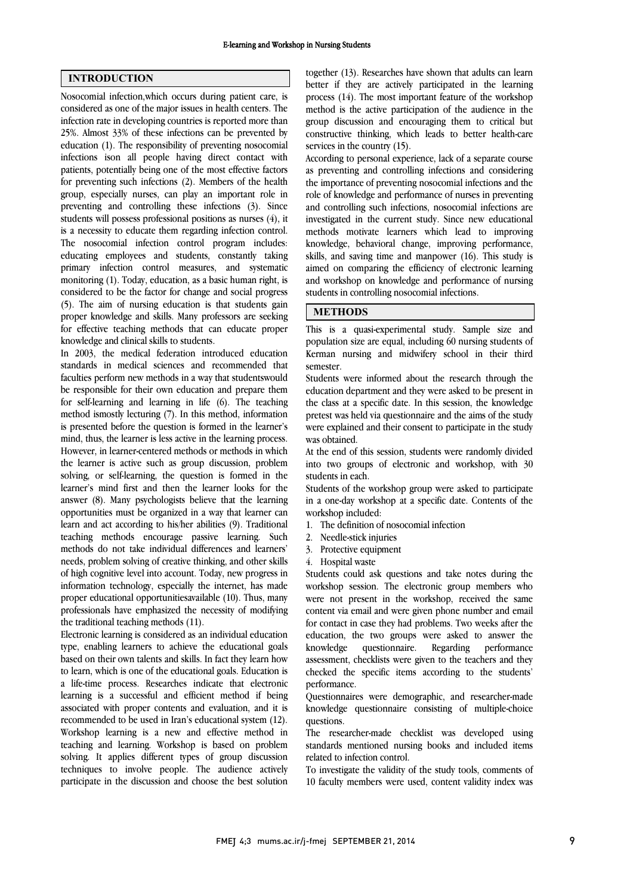## INTRODUCTION

Nosocomial infection,which occurs during patient care, is considered as one of the major issues in health centers. The infection rate in developing countries is reported more than 25%. Almost 33% of these infections can be prevented by education (1). The responsibility of preventing nosocomial infections ison all people having direct contact with patients, potentially being one of the most effective factors for preventing such infections (2). Members of the health group, especially nurses, can play an important role in preventing and controlling these infections (3). Since students will possess professional positions as nurses (4), it is a necessity to educate them regarding infection control. The nosocomial infection control program includes: educating employees and students, constantly taking primary infection control measures, and systematic monitoring (1). Today, education, as a basic human right, is considered to be the factor for change and social progress (5). The aim of nursing education is that students gain proper knowledge and skills. Many professors are seeking for effective teaching methods that can educate proper knowledge and clinical skills to students.

In 2003, the medical federation introduced education standards in medical sciences and recommended that faculties perform new methods in a way that studentswould be responsible for their own education and prepare them for self-learning and learning in life (6). The teaching method ismostly lecturing (7). In this method, information is presented before the question is formed in the learner's mind, thus, the learner is less active in the learning process. However, in learner-centered methods or methods in which the learner is active such as group discussion, problem solving, or self-learning, the question is formed in the learner's mind first and then the learner looks for the answer (8). Many psychologists believe that the learning opportunities must be organized in a way that learner can learn and act according to his/her abilities (9). Traditional teaching methods encourage passive learning. Such methods do not take individual differences and learners' needs, problem solving of creative thinking, and other skills of high cognitive level into account. Today, new progress in information technology, especially the internet, has made proper educational opportunitiesavailable (10). Thus, many professionals have emphasized the necessity of modifying the traditional teaching methods (11).

Electronic learning is considered as an individual education type, enabling learners to achieve the educational goals based on their own talents and skills. In fact they learn how to learn, which is one of the educational goals. Education is a life-time process. Researches indicate that electronic learning is a successful and efficient method if being associated with proper contents and evaluation, and it is recommended to be used in Iran's educational system (12). Workshop learning is a new and effective method in teaching and learning. Workshop is based on problem solving. It applies different types of group discussion techniques to involve people. The audience actively participate in the discussion and choose the best solution together (13). Researches have shown that adults can learn better if they are actively participated in the learning process (14). The most important feature of the workshop method is the active participation of the audience in the group discussion and encouraging them to critical but constructive thinking, which leads to better health-care services in the country (15).

According to personal experience, lack of a separate course as preventing and controlling infections and considering the importance of preventing nosocomial infections and the role of knowledge and performance of nurses in preventing and controlling such infections, nosocomial infections are investigated in the current study. Since new educational methods motivate learners which lead to improving knowledge, behavioral change, improving performance, skills, and saving time and manpower (16). This study is aimed on comparing the efficiency of electronic learning and workshop on knowledge and performance of nursing students in controlling nosocomial infections.

## METHODS

This is a quasi-experimental study. Sample size and population size are equal, including 60 nursing students of Kerman nursing and midwifery school in their third semester.

Students were informed about the research through the education department and they were asked to be present in the class at a specific date. In this session, the knowledge pretest was held via questionnaire and the aims of the study were explained and their consent to participate in the study was obtained.

At the end of this session, students were randomly divided into two groups of electronic and workshop, with 30 students in each.

Students of the workshop group were asked to participate in a one-day workshop at a specific date. Contents of the workshop included:

1. The definition of nosocomial infection
2. Needle-stick injuries
3. Protective equipment
4. Hospital waste

Students could ask questions and take notes during the workshop session. The electronic group members who were not present in the workshop, received the same content via email and were given phone number and email for contact in case they had problems. Two weeks after the education, the two groups were asked to answer the knowledge questionnaire. Regarding performance assessment, checklists were given to the teachers and they checked the specific items according to the students' performance.

Questionnaires were demographic, and researcher-made knowledge questionnaire consisting of multiple-choice questions.

The researcher-made checklist was developed using standards mentioned nursing books and included items related to infection control.

To investigate the validity of the study tools, comments of 10 faculty members were used, content validity index was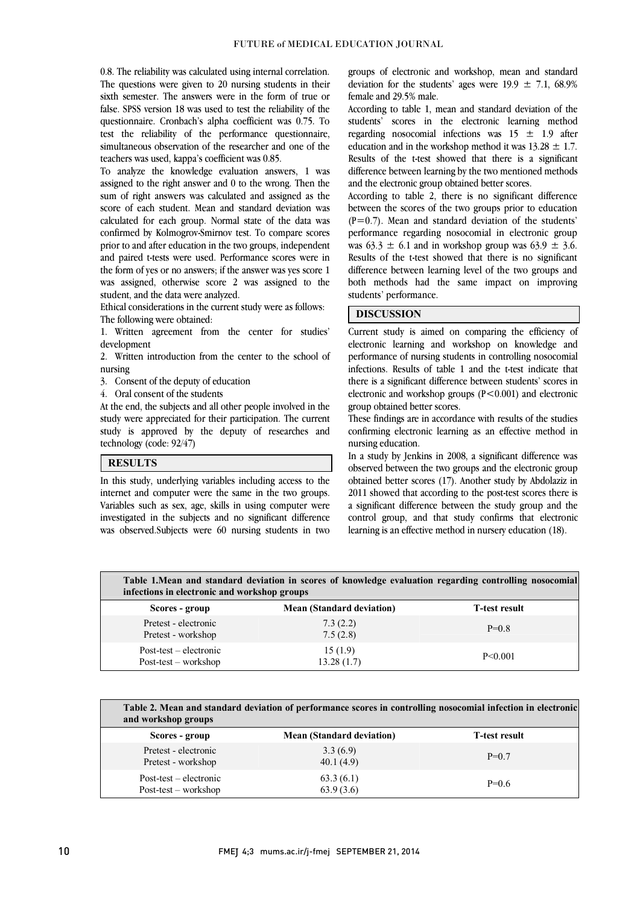0.8. The reliability was calculated using internal correlation. The questions were given to 20 nursing students in their sixth semester. The answers were in the form of true or false. SPSS version 18 was used to test the reliability of the questionnaire. Cronbach's alpha coefficient was 0.75. To test the reliability of the performance questionnaire, simultaneous observation of the researcher and one of the teachers was used, kappa's coefficient was 0.85.

To analyze the knowledge evaluation answers, 1 was assigned to the right answer and 0 to the wrong. Then the sum of right answers was calculated and assigned as the score of each student. Mean and standard deviation was calculated for each group. Normal state of the data was confirmed by Kolmogrov-Smirnov test. To compare scores prior to and after education in the two groups, independent and paired t-tests were used. Performance scores were in the form of yes or no answers; if the answer was yes score 1 was assigned, otherwise score 2 was assigned to the student, and the data were analyzed.

Ethical considerations in the current study were as follows: The following were obtained:

1. Written agreement from the center for studies' development
2. Written introduction from the center to the school of nursing
3. Consent of the deputy of education
4. Oral consent of the students

At the end, the subjects and all other people involved in the study were appreciated for their participation. The current study is approved by the deputy of researches and technology (code: 92/47)

## RESULTS

In this study, underlying variables including access to the internet and computer were the same in the two groups. Variables such as sex, age, skills in using computer were investigated in the subjects and no significant difference was observed.Subjects were 60 nursing students in two groups of electronic and workshop, mean and standard deviation for the students' ages were 19.9 ± 7.1, 68.9% female and 29.5% male.

According to table 1, mean and standard deviation of the students' scores in the electronic learning method regarding nosocomial infections was 15 ± 1.9 after education and in the workshop method it was 13.28 ± 1.7. Results of the t-test showed that there is a significant difference between learning by the two mentioned methods and the electronic group obtained better scores.

According to table 2, there is no significant difference between the scores of the two groups prior to education ($P=0.7$). Mean and standard deviation of the students' performance regarding nosocomial in electronic group was 63.3 ± 6.1 and in workshop group was 63.9 ± 3.6. Results of the t-test showed that there is no significant difference between learning level of the two groups and both methods had the same impact on improving students' performance.

## DISCUSSION

Current study is aimed on comparing the efficiency of electronic learning and workshop on knowledge and performance of nursing students in controlling nosocomial infections. Results of table 1 and the t-test indicate that there is a significant difference between students' scores in electronic and workshop groups ($P<0.001$) and electronic group obtained better scores.

These findings are in accordance with results of the studies confirming electronic learning as an effective method in nursing education.

In a study by Jenkins in 2008, a significant difference was observed between the two groups and the electronic group obtained better scores (17). Another study by Abdolaziz in 2011 showed that according to the post-test scores there is a significant difference between the study group and the control group, and that study confirms that electronic learning is an effective method in nursery education (18).

**Table 1.Mean and standard deviation in scores of knowledge evaluation regarding controlling nosocomial infections in electronic and workshop groups**

| Scores - group | Mean (Standard deviation) | T-test result |
|---|---|---|
| Pretest - electronic<br>Pretest - workshop | 7.3 (2.2)<br>7.5 (2.8) | P=0.8 |
| Post-test – electronic<br>Post-test – workshop | 15 (1.9)<br>13.28 (1.7) | P<0.001 |

**Table 2. Mean and standard deviation of performance scores in controlling nosocomial infection in electronic and workshop groups**

| Scores - group | Mean (Standard deviation) | T-test result |
|---|---|---|
| Pretest - electronic<br>Pretest - workshop | 3.3 (6.9)<br>40.1 (4.9) | P=0.7 |
| Post-test – electronic<br>Post-test – workshop | 63.3 (6.1)<br>63.9 (3.6) | P=0.6 |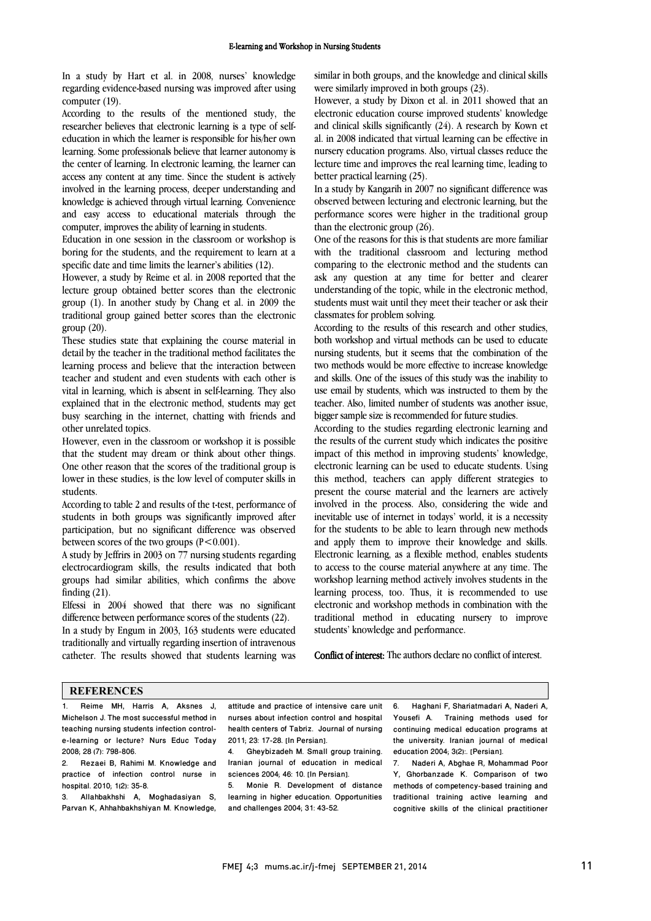In a study by Hart et al. in 2008, nurses' knowledge regarding evidence-based nursing was improved after using computer (19).

According to the results of the mentioned study, the researcher believes that electronic learning is a type of self-education in which the learner is responsible for his/her own learning. Some professionals believe that learner autonomy is the center of learning. In electronic learning, the learner can access any content at any time. Since the student is actively involved in the learning process, deeper understanding and knowledge is achieved through virtual learning. Convenience and easy access to educational materials through the computer, improves the ability of learning in students.

Education in one session in the classroom or workshop is boring for the students, and the requirement to learn at a specific date and time limits the learner's abilities (12).

However, a study by Reime et al. in 2008 reported that the lecture group obtained better scores than the electronic group (1). In another study by Chang et al. in 2009 the traditional group gained better scores than the electronic group (20).

These studies state that explaining the course material in detail by the teacher in the traditional method facilitates the learning process and believe that the interaction between teacher and student and even students with each other is vital in learning, which is absent in self-learning. They also explained that in the electronic method, students may get busy searching in the internet, chatting with friends and other unrelated topics.

However, even in the classroom or workshop it is possible that the student may dream or think about other things. One other reason that the scores of the traditional group is lower in these studies, is the low level of computer skills in students.

According to table 2 and results of the t-test, performance of students in both groups was significantly improved after participation, but no significant difference was observed between scores of the two groups ($P<0.001$).

A study by Jeffrirs in 2003 on 77 nursing students regarding electrocardiogram skills, the results indicated that both groups had similar abilities, which confirms the above finding (21).

Elfessi in 2004 showed that there was no significant difference between performance scores of the students (22).

In a study by Engum in 2003, 163 students were educated traditionally and virtually regarding insertion of intravenous catheter. The results showed that students learning was similar in both groups, and the knowledge and clinical skills were similarly improved in both groups (23).

However, a study by Dixon et al. in 2011 showed that an electronic education course improved students' knowledge and clinical skills significantly (24). A research by Kown et al. in 2008 indicated that virtual learning can be effective in nursery education programs. Also, virtual classes reduce the lecture time and improves the real learning time, leading to better practical learning (25).

In a study by Kangarih in 2007 no significant difference was observed between lecturing and electronic learning, but the performance scores were higher in the traditional group than the electronic group (26).

One of the reasons for this is that students are more familiar with the traditional classroom and lecturing method comparing to the electronic method and the students can ask any question at any time for better and clearer understanding of the topic, while in the electronic method, students must wait until they meet their teacher or ask their classmates for problem solving.

According to the results of this research and other studies, both workshop and virtual methods can be used to educate nursing students, but it seems that the combination of the two methods would be more effective to increase knowledge and skills. One of the issues of this study was the inability to use email by students, which was instructed to them by the teacher. Also, limited number of students was another issue, bigger sample size is recommended for future studies.

According to the studies regarding electronic learning and the results of the current study which indicates the positive impact of this method in improving students' knowledge, electronic learning can be used to educate students. Using this method, teachers can apply different strategies to present the course material and the learners are actively involved in the process. Also, considering the wide and inevitable use of internet in todays' world, it is a necessity for the students to be able to learn through new methods and apply them to improve their knowledge and skills. Electronic learning, as a flexible method, enables students to access to the course material anywhere at any time. The workshop learning method actively involves students in the learning process, too. Thus, it is recommended to use electronic and workshop methods in combination with the traditional method in educating nursery to improve students' knowledge and performance.

**Conflict of interest:** The authors declare no conflict of interest.

## REFERENCES

1. Reime MH, Harris A, Aksnes J, Michelson J. The most successful method in teaching nursing students infection control-e-learning or lecture? Nurs Educ Today 2008; 28 (7): 798-806.
2. Rezaei B, Rahimi M. Knowledge and practice of infection control nurse in hospital. 2010; 1(2): 35-8.
3. Allahbakhshi A, Moghadasiyan S, Parvan K, Ahhahbakhshiyan M. Knowledge, attitude and practice of intensive care unit nurses about infection control and hospital health centers of Tabriz. Journal of nursing 2011; 23: 17-28. [In Persian].
4. Gheybizadeh M. Small group training. Iranian journal of education in medical sciences 2004; 46: 10. [In Persian].
5. Monie R. Development of distance learning in higher education. Opportunities and challenges 2004; 31: 43-52.
6. Haghani F, Shariatmadari A, Naderi A, Yousefi A. Training methods used for continuing medical education programs at the university. Iranian journal of medical education 2004; 3(2):. [Persian].
7. Naderi A, Abghae R, Mohammad Poor Y, Ghorbanzade K. Comparison of two methods of competency-based training and traditional training active learning and cognitive skills of the clinical practitioner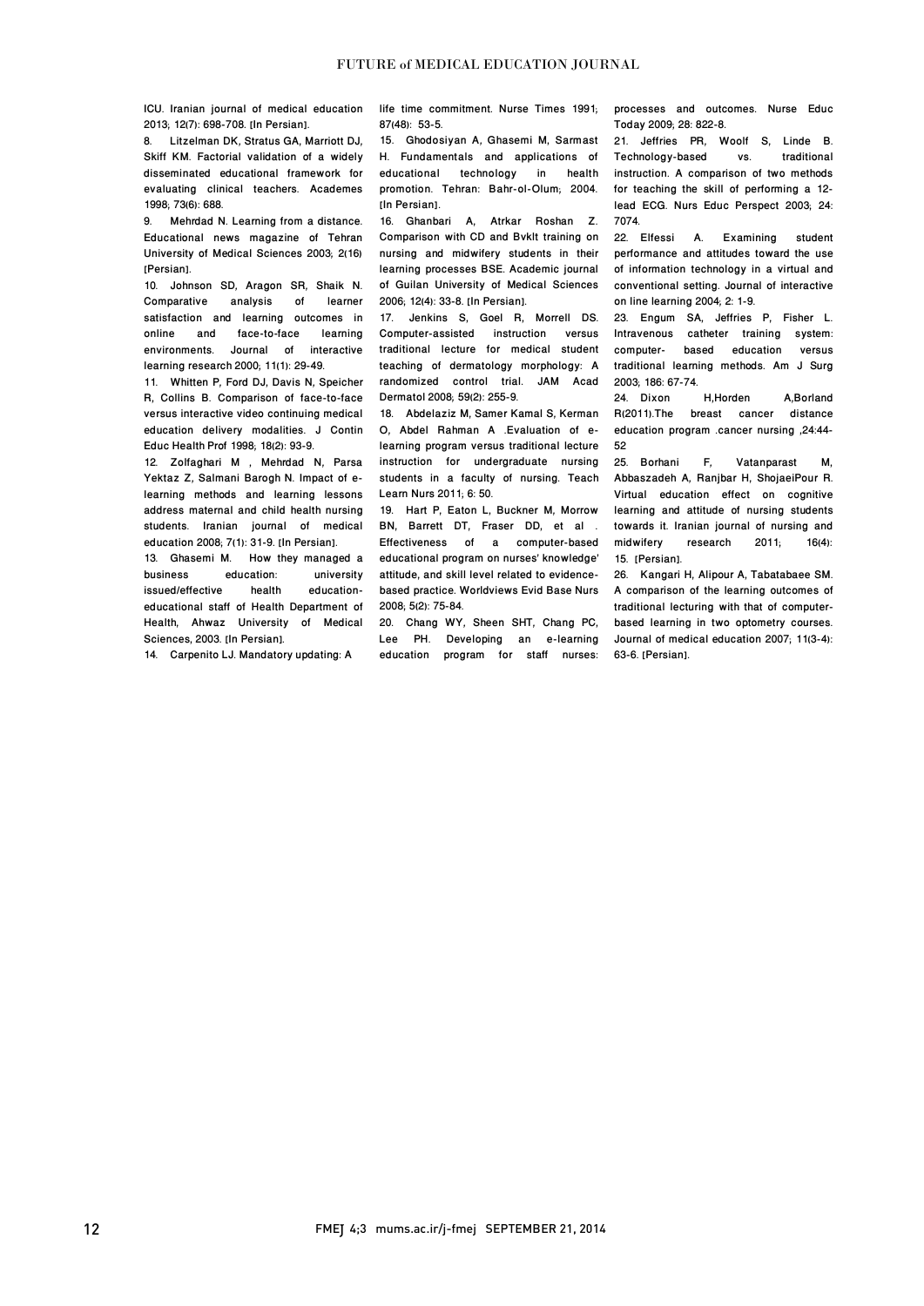ICU. Iranian journal of medical education 2013; 12(7): 698-708. [In Persian].

8. Litzelman DK, Stratus GA, Marriott DJ, Skiff KM. Factorial validation of a widely disseminated educational framework for evaluating clinical teachers. Academes 1998; 73(6): 688.

9. Mehrdad N. Learning from a distance. Educational news magazine of Tehran University of Medical Sciences 2003; 2(16) [Persian].

10. Johnson SD, Aragon SR, Shaik N. Comparative analysis of learner satisfaction and learning outcomes in online and face-to-face learning environments. Journal of interactive learning research 2000; 11(1): 29-49.

11. Whitten P, Ford DJ, Davis N, Speicher R, Collins B. Comparison of face-to-face versus interactive video continuing medical education delivery modalities. J Contin Educ Health Prof 1998; 18(2): 93-9.

12. Zolfaghari M , Mehrdad N, Parsa Yektaz Z, Salmani Barogh N. Impact of e-learning methods and learning lessons address maternal and child health nursing students. Iranian journal of medical education 2008; 7(1): 31-9. [In Persian].

13. Ghasemi M. How they managed a business education: university issued/effective health educational staff of Health Department of Health, Ahwaz University of Medical Sciences, 2003. [In Persian].

14. Carpenito LJ. Mandatory updating: A life time commitment. Nurse Times 1991; 87(48): 53-5.

15. Ghodosiyan A, Ghasemi M, Sarmast H. Fundamentals and applications of educational technology in health promotion. Tehran: Bahr-ol-Olum; 2004. [In Persian].

16. Ghanbari A, Atrkar Roshan Z. Comparison with CD and Bvklt training on nursing and midwifery students in their learning processes BSE. Academic journal of Guilan University of Medical Sciences 2006; 12(4): 33-8. [In Persian].

17. Jenkins S, Goel R, Morrell DS. Computer-assisted instruction versus traditional lecture for medical student teaching of dermatology morphology: A randomized control trial. JAM Acad Dermatol 2008; 59(2): 255-9.

18. Abdelaziz M, Samer Kamal S, Kerman O, Abdel Rahman A .Evaluation of e-learning program versus traditional lecture instruction for undergraduate nursing students in a faculty of nursing. Teach Learn Nurs 2011; 6: 50.

19. Hart P, Eaton L, Buckner M, Morrow BN, Barrett DT, Fraser DD, et al . Effectiveness of a computer-based educational program on nurses' knowledge' attitude, and skill level related to evidence-based practice. Worldviews Evid Base Nurs 2008; 5(2): 75-84.

20. Chang WY, Sheen SHT, Chang PC, Lee PH. Developing an e-learning education program for staff nurses: processes and outcomes. Nurse Educ Today 2009; 28: 822-8.

21. Jeffries PR, Woolf S, Linde B. Technology-based vs. traditional instruction. A comparison of two methods for teaching the skill of performing a 12-lead ECG. Nurs Educ Perspect 2003; 24: 7074.

22. Elfessi A. Examining student performance and attitudes toward the use of information technology in a virtual and conventional setting. Journal of interactive on line learning 2004; 2: 1-9.

23. Engum SA, Jeffries P, Fisher L. Intravenous catheter training system: computer- based education versus traditional learning methods. Am J Surg 2003; 186: 67-74.

24. Dixon H,Horden A,Borland R(2011).The breast cancer distance education program .cancer nursing ,24:44-52

25. Borhani F, Vatanparast M, Abbaszadeh A, Ranjbar H, ShojaeiPour R. Virtual education effect on cognitive learning and attitude of nursing students towards it. Iranian journal of nursing and midwifery research 2011; 16(4): 15. [Persian].

26. Kangari H, Alipour A, Tabatabaee SM. A comparison of the learning outcomes of traditional lecturing with that of computer-based learning in two optometry courses. Journal of medical education 2007; 11(3-4): 63-6. [Persian].